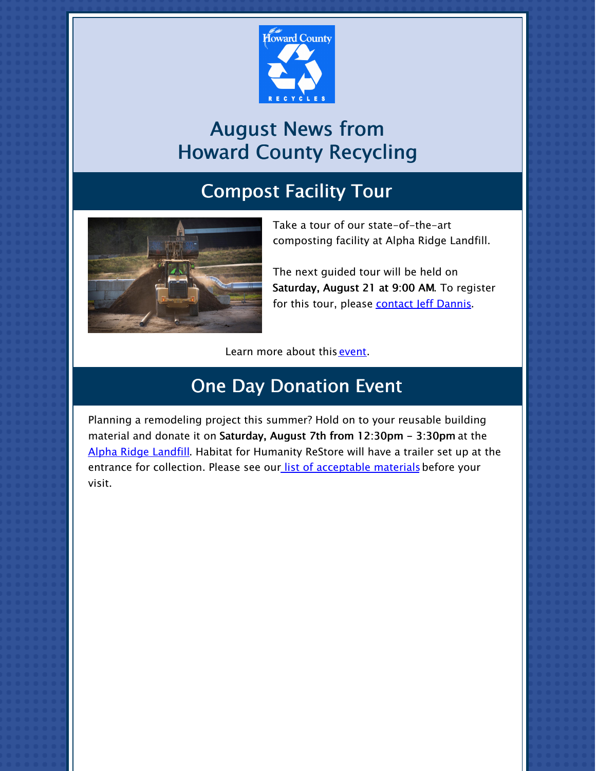# August News from Howard County Recycling

## Compost Facility Tour

Take a tour of our state-of-the-art composting facility at Alpha Ridge Landfill.

The next guided tour will be held on **Saturday, August 21 at 9:00 AM**. To register for this tour, please contact Jeff Dannis.

Learn more about this event.

## One Day Donation Event

Planning a remodeling project this summer? Hold on to your reusable building material and donate it on **Saturday, August 7th from 12:30pm - 3:30pm** at the Alpha Ridge Landfill. Habitat for Humanity ReStore will have a trailer set up at the entrance for collection. Please see our list of acceptable materials before your visit.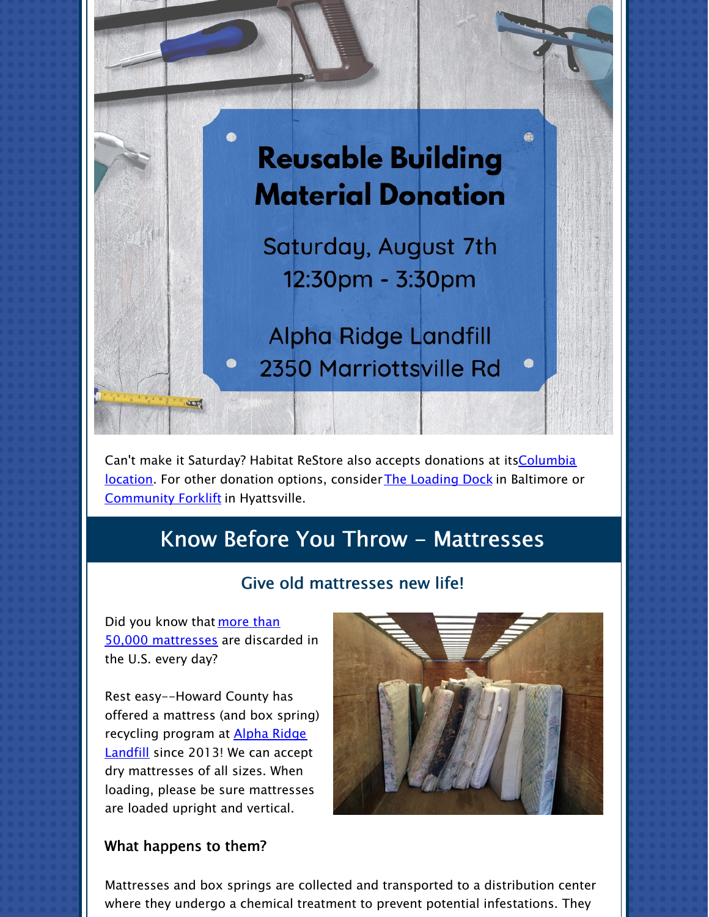# Reusable Building Material Donation

Saturday, August 7th
12:30pm - 3:30pm

Alpha Ridge Landfill
2350 Marriottsville Rd

Can't make it Saturday? Habitat ReStore also accepts donations at its Columbia location. For other donation options, consider The Loading Dock in Baltimore or Community Forklift in Hyattsville.

## Know Before You Throw - Mattresses

### Give old mattresses new life!

Did you know that more than 50,000 mattresses are discarded in the U.S. every day?

Rest easy--Howard County has offered a mattress (and box spring) recycling program at Alpha Ridge Landfill since 2013! We can accept dry mattresses of all sizes. When loading, please be sure mattresses are loaded upright and vertical.

#### What happens to them?

Mattresses and box springs are collected and transported to a distribution center where they undergo a chemical treatment to prevent potential infestations. They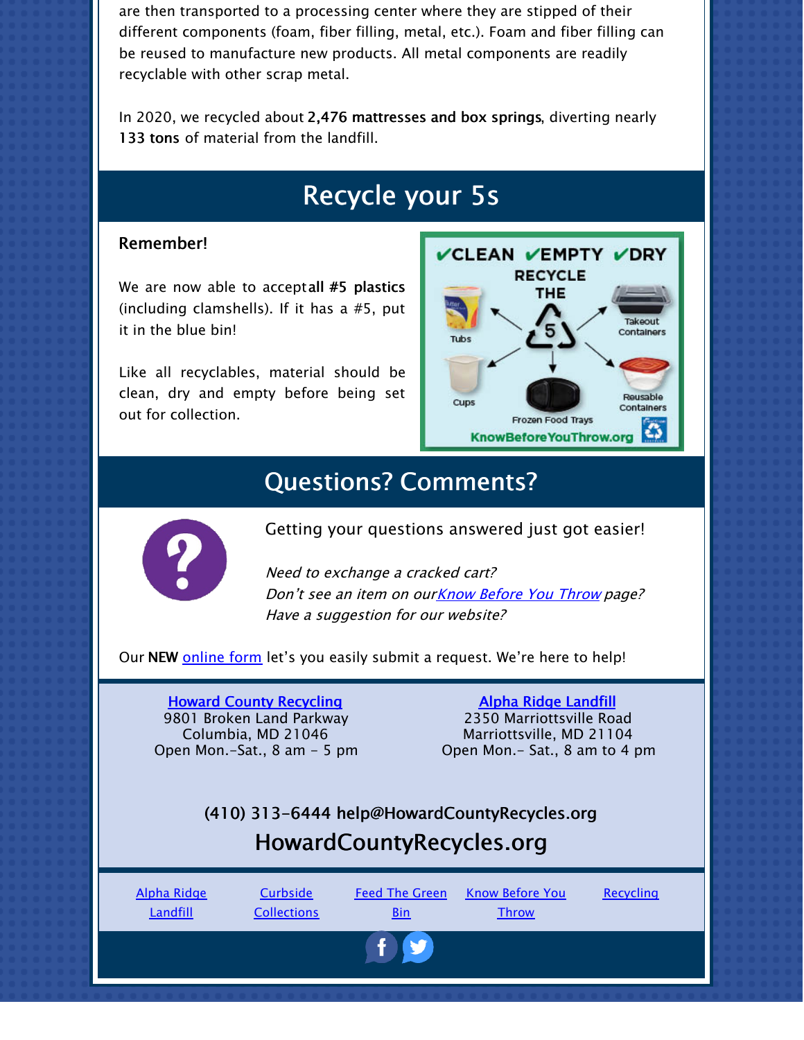are then transported to a processing center where they are stipped of their different components (foam, fiber filling, metal, etc.). Foam and fiber filling can be reused to manufacture new products. All metal components are readily recyclable with other scrap metal.

In 2020, we recycled about **2,476 mattresses and box springs**, diverting nearly **133 tons** of material from the landfill.

## Recycle your 5s

**Remember!**

We are now able to acceptall **#5 plastics** (including clamshells). If it has a #5, put it in the blue bin!

Like all recyclables, material should be clean, dry and empty before being set out for collection.

✔CLEAN ✔EMPTY ✔DRY
RECYCLE THE 5
Tubs
Takeout Containers
Cups
Reusable Containers
Frozen Food Trays
KnowBeforeYouThrow.org

## Questions? Comments?

Getting your questions answered just got easier!

*Need to exchange a cracked cart?*
*Don't see an item on our Know Before You Throw page?*
*Have a suggestion for our website?*

Our **NEW** online form let's you easily submit a request. We're here to help!

**Howard County Recycling**
9801 Broken Land Parkway
Columbia, MD 21046
Open Mon.-Sat., 8 am - 5 pm

**Alpha Ridge Landfill**
2350 Marriottsville Road
Marriottsville, MD 21104
Open Mon.- Sat., 8 am to 4 pm

(410) 313-6444 help@HowardCountyRecycles.org

HowardCountyRecycles.org

Alpha Ridge Landfill | Curbside Collections | Feed The Green Bin | Know Before You Throw | Recycling